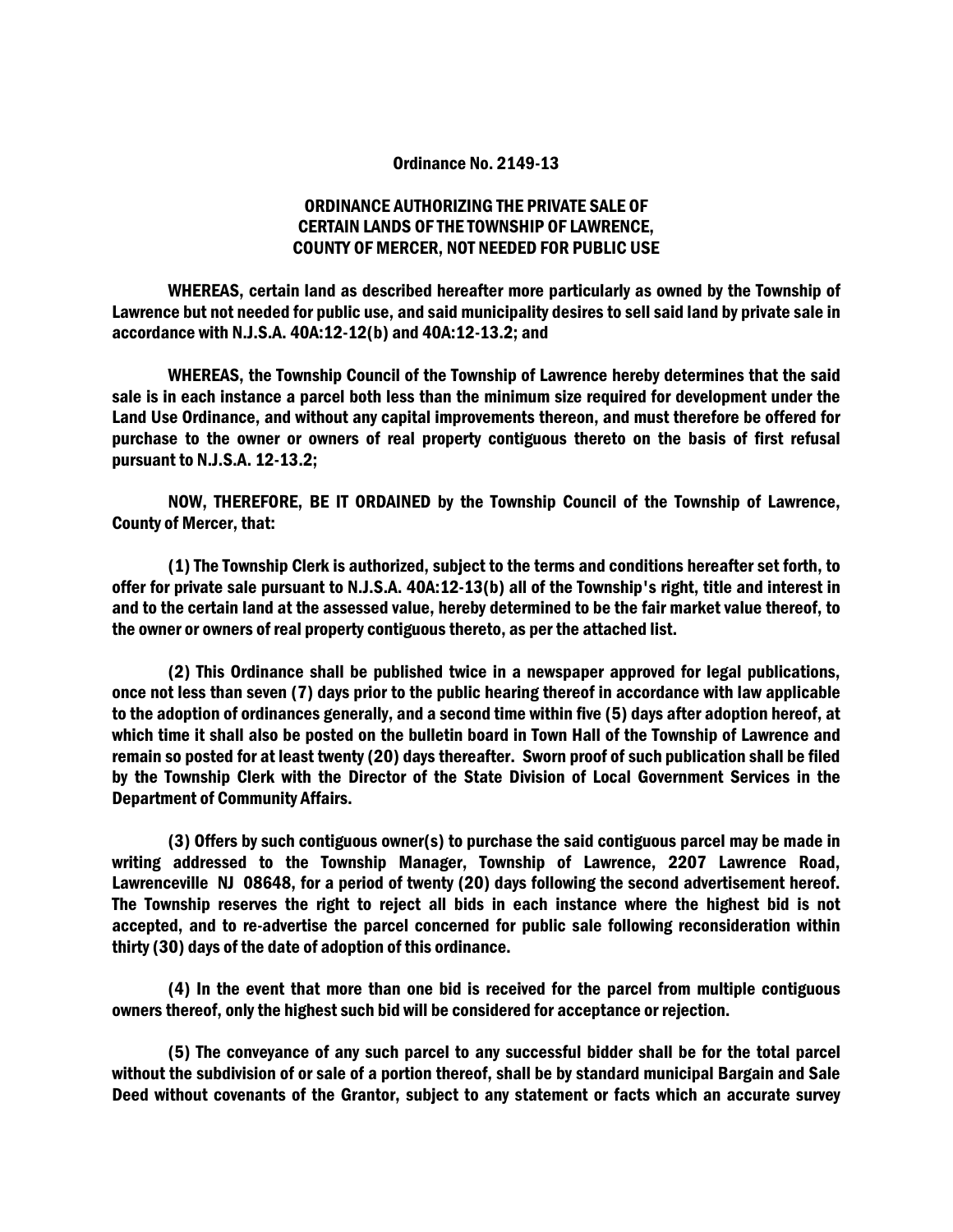# Ordinance No. 2149-13

## ORDINANCE AUTHORIZING THE PRIVATE SALE OF CERTAIN LANDS OF THE TOWNSHIP OF LAWRENCE, COUNTY OF MERCER, NOT NEEDED FOR PUBLIC USE

**WHEREAS, certain land as described hereafter more particularly as owned by the Township of Lawrence but not needed for public use, and said municipality desires to sell said land by private sale in accordance with N.J.S.A. 40A:12-12(b) and 40A:12-13.2; and**

**WHEREAS, the Township Council of the Township of Lawrence hereby determines that the said sale is in each instance a parcel both less than the minimum size required for development under the Land Use Ordinance, and without any capital improvements thereon, and must therefore be offered for purchase to the owner or owners of real property contiguous thereto on the basis of first refusal pursuant to N.J.S.A. 12-13.2;**

**NOW, THEREFORE, BE IT ORDAINED by the Township Council of the Township of Lawrence, County of Mercer, that:**

**(1) The Township Clerk is authorized, subject to the terms and conditions hereafter set forth, to offer for private sale pursuant to N.J.S.A. 40A:12-13(b) all of the Township's right, title and interest in and to the certain land at the assessed value, hereby determined to be the fair market value thereof, to the owner or owners of real property contiguous thereto, as per the attached list.**

**(2) This Ordinance shall be published twice in a newspaper approved for legal publications, once not less than seven (7) days prior to the public hearing thereof in accordance with law applicable to the adoption of ordinances generally, and a second time within five (5) days after adoption hereof, at which time it shall also be posted on the bulletin board in Town Hall of the Township of Lawrence and remain so posted for at least twenty (20) days thereafter. Sworn proof of such publication shall be filed by the Township Clerk with the Director of the State Division of Local Government Services in the Department of Community Affairs.**

**(3) Offers by such contiguous owner(s) to purchase the said contiguous parcel may be made in writing addressed to the Township Manager, Township of Lawrence, 2207 Lawrence Road, Lawrenceville NJ 08648, for a period of twenty (20) days following the second advertisement hereof. The Township reserves the right to reject all bids in each instance where the highest bid is not accepted, and to re-advertise the parcel concerned for public sale following reconsideration within thirty (30) days of the date of adoption of this ordinance.**

**(4) In the event that more than one bid is received for the parcel from multiple contiguous owners thereof, only the highest such bid will be considered for acceptance or rejection.**

**(5) The conveyance of any such parcel to any successful bidder shall be for the total parcel without the subdivision of or sale of a portion thereof, shall be by standard municipal Bargain and Sale Deed without covenants of the Grantor, subject to any statement or facts which an accurate survey**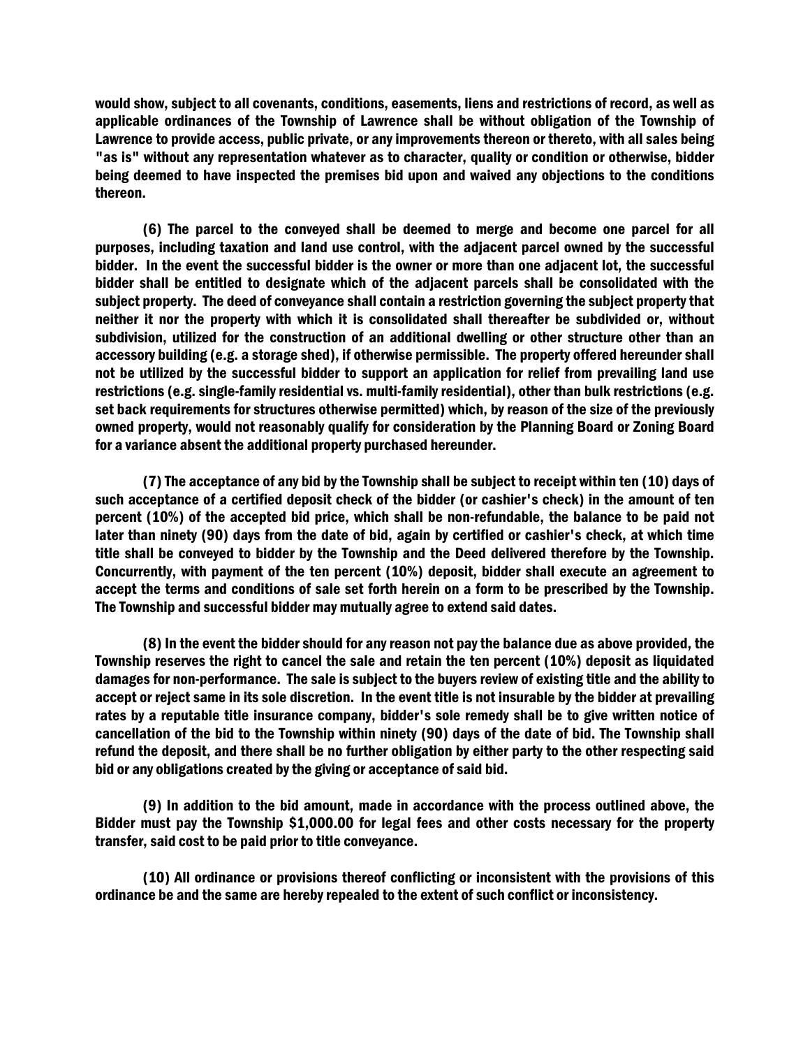would show, subject to all covenants, conditions, easements, liens and restrictions of record, as well as applicable ordinances of the Township of Lawrence shall be without obligation of the Township of Lawrence to provide access, public private, or any improvements thereon or thereto, with all sales being "as is" without any representation whatever as to character, quality or condition or otherwise, bidder being deemed to have inspected the premises bid upon and waived any objections to the conditions thereon.

(6) The parcel to the conveyed shall be deemed to merge and become one parcel for all purposes, including taxation and land use control, with the adjacent parcel owned by the successful bidder. In the event the successful bidder is the owner or more than one adjacent lot, the successful bidder shall be entitled to designate which of the adjacent parcels shall be consolidated with the subject property. The deed of conveyance shall contain a restriction governing the subject property that neither it nor the property with which it is consolidated shall thereafter be subdivided or, without subdivision, utilized for the construction of an additional dwelling or other structure other than an accessory building (e.g. a storage shed), if otherwise permissible. The property offered hereunder shall not be utilized by the successful bidder to support an application for relief from prevailing land use restrictions (e.g. single-family residential vs. multi-family residential), other than bulk restrictions (e.g. set back requirements for structures otherwise permitted) which, by reason of the size of the previously owned property, would not reasonably qualify for consideration by the Planning Board or Zoning Board for a variance absent the additional property purchased hereunder.

(7) The acceptance of any bid by the Township shall be subject to receipt within ten (10) days of such acceptance of a certified deposit check of the bidder (or cashier's check) in the amount of ten percent (10%) of the accepted bid price, which shall be non-refundable, the balance to be paid not later than ninety (90) days from the date of bid, again by certified or cashier's check, at which time title shall be conveyed to bidder by the Township and the Deed delivered therefore by the Township. Concurrently, with payment of the ten percent (10%) deposit, bidder shall execute an agreement to accept the terms and conditions of sale set forth herein on a form to be prescribed by the Township. The Township and successful bidder may mutually agree to extend said dates.

(8) In the event the bidder should for any reason not pay the balance due as above provided, the Township reserves the right to cancel the sale and retain the ten percent (10%) deposit as liquidated damages for non-performance. The sale is subject to the buyers review of existing title and the ability to accept or reject same in its sole discretion. In the event title is not insurable by the bidder at prevailing rates by a reputable title insurance company, bidder's sole remedy shall be to give written notice of cancellation of the bid to the Township within ninety (90) days of the date of bid. The Township shall refund the deposit, and there shall be no further obligation by either party to the other respecting said bid or any obligations created by the giving or acceptance of said bid.

(9) In addition to the bid amount, made in accordance with the process outlined above, the Bidder must pay the Township $1,000.00 for legal fees and other costs necessary for the property transfer, said cost to be paid prior to title conveyance.

(10) All ordinance or provisions thereof conflicting or inconsistent with the provisions of this ordinance be and the same are hereby repealed to the extent of such conflict or inconsistency.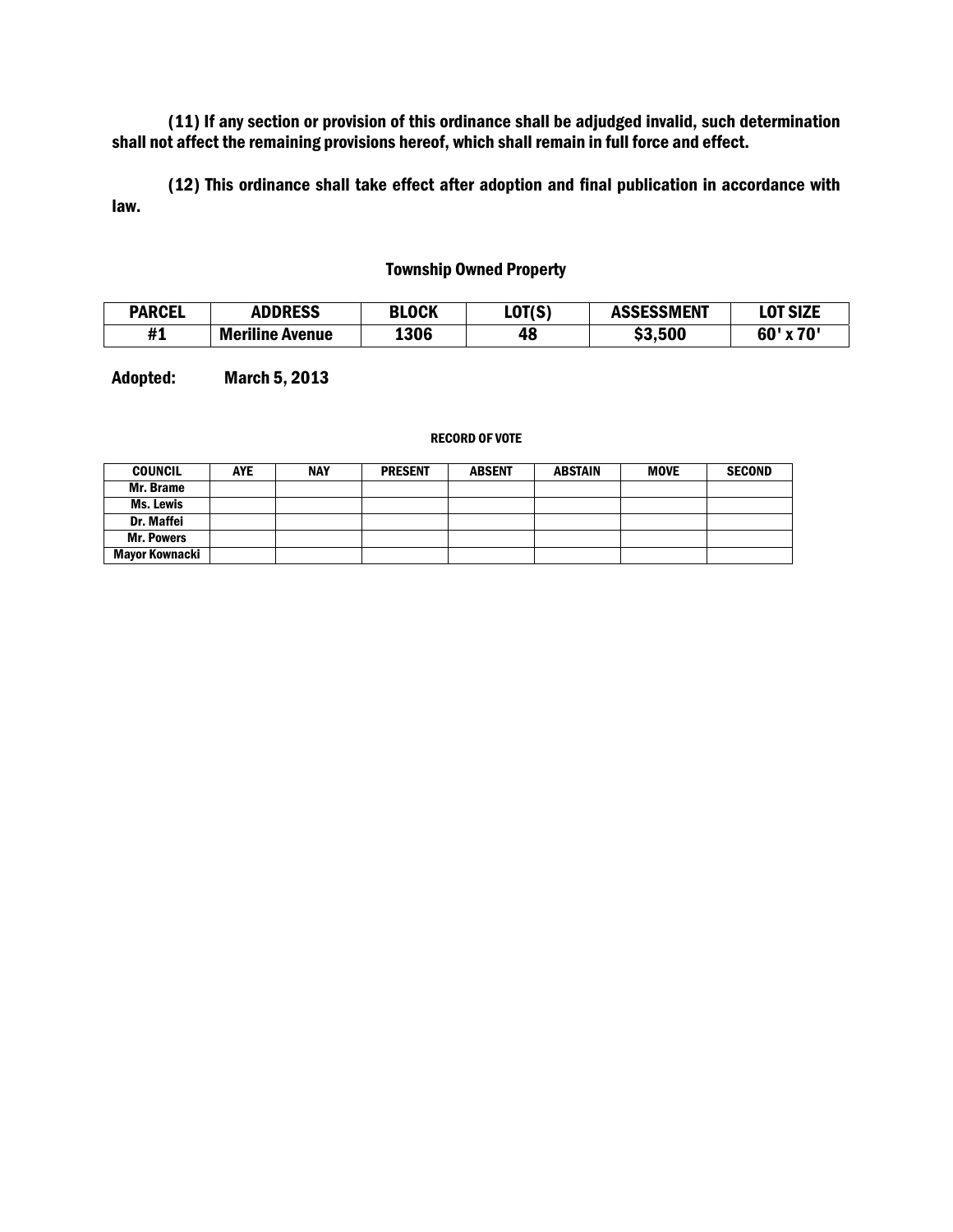**(11) If any section or provision of this ordinance shall be adjudged invalid, such determination shall not affect the remaining provisions hereof, which shall remain in full force and effect.**

**(12) This ordinance shall take effect after adoption and final publication in accordance with law.**

## Township Owned Property

| PARCEL | ADDRESS | BLOCK | LOT(S) | ASSESSMENT | LOT SIZE |
|---|---|---|---|---|---|
| #1 | Meriline Avenue | 1306 | 48 | $3,500 | 60' x 70' |

**Adopted: March 5, 2013**

**RECORD OF VOTE**

| COUNCIL | AYE | NAY | PRESENT | ABSENT | ABSTAIN | MOVE | SECOND |
|---|---|---|---|---|---|---|---|
| Mr. Brame | | | | | | | |
| Ms. Lewis | | | | | | | |
| Dr. Maffei | | | | | | | |
| Mr. Powers | | | | | | | |
| Mayor Kownacki | | | | | | | |